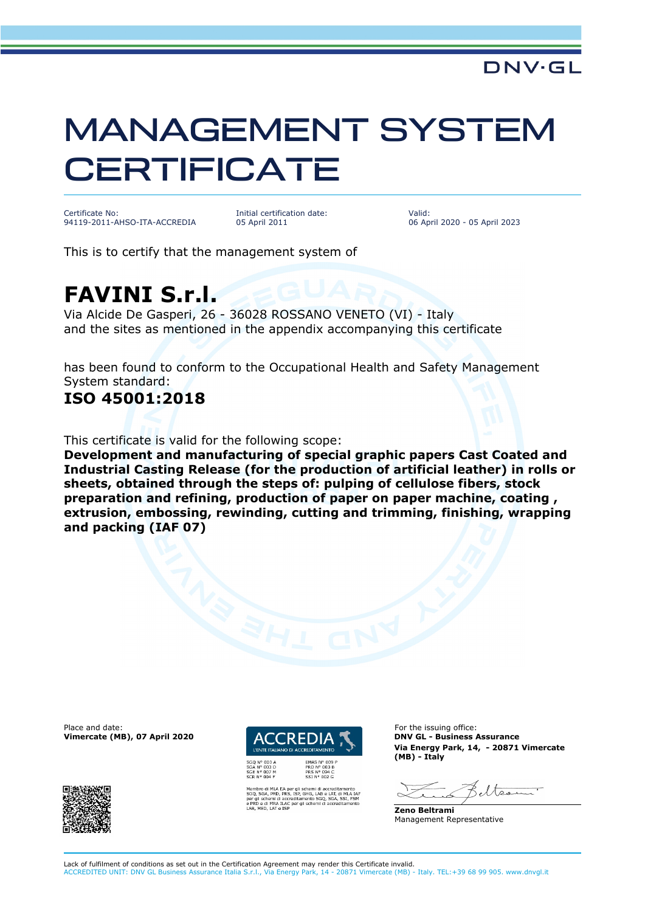DNV·GL

# MANAGEMENT SYSTEM CERTIFICATE

| Certificate No: | Initial certification date: | Valid: |
| --- | --- | --- |
| 94119-2011-AHSO-ITA-ACCREDIA | 05 April 2011 | 06 April 2020 - 05 April 2023 |

This is to certify that the management system of

## FAVINI S.r.l.

Via Alcide De Gasperi, 26 - 36028 ROSSANO VENETO (VI) - Italy
and the sites as mentioned in the appendix accompanying this certificate

has been found to conform to the Occupational Health and Safety Management System standard:

### ISO 45001:2018

This certificate is valid for the following scope:
**Development and manufacturing of special graphic papers Cast Coated and Industrial Casting Release (for the production of artificial leather) in rolls or sheets, obtained through the steps of: pulping of cellulose fibers, stock preparation and refining, production of paper on paper machine, coating , extrusion, embossing, rewinding, cutting and trimming, finishing, wrapping and packing (IAF 07)**

Place and date:
**Vimercate (MB), 07 April 2020**

ACCREDIA
L'ENTE ITALIANO DI ACCREDITAMENTO

SGQ N° 003 A
SGA N° 003 D
SGE N° 007 M
SCR N° 004 F

EMAS N° 009 P
PRD N° 003 B
PRS N° 094 C
SSI N° 002 G

Membro di MLA EA per gli schemi di accreditamento SGQ, SGA, PRD, PRS, ISP, GHG, LAB e LAT, di MLA IAF per gli schemi di accreditamento SGQ, SGA, SSI, FSM e PRD e di MRA ILAC per gli schemi di accreditamento LAB, MED, LAT e ISP

For the issuing office:
**DNV GL - Business Assurance**
**Via Energy Park, 14, - 20871 Vimercate (MB) - Italy**

**Zeno Beltrami**
Management Representative

Lack of fulfilment of conditions as set out in the Certification Agreement may render this Certificate invalid.
ACCREDITED UNIT: DNV GL Business Assurance Italia S.r.l., Via Energy Park, 14 - 20871 Vimercate (MB) - Italy. TEL:+39 68 99 905. www.dnvgl.it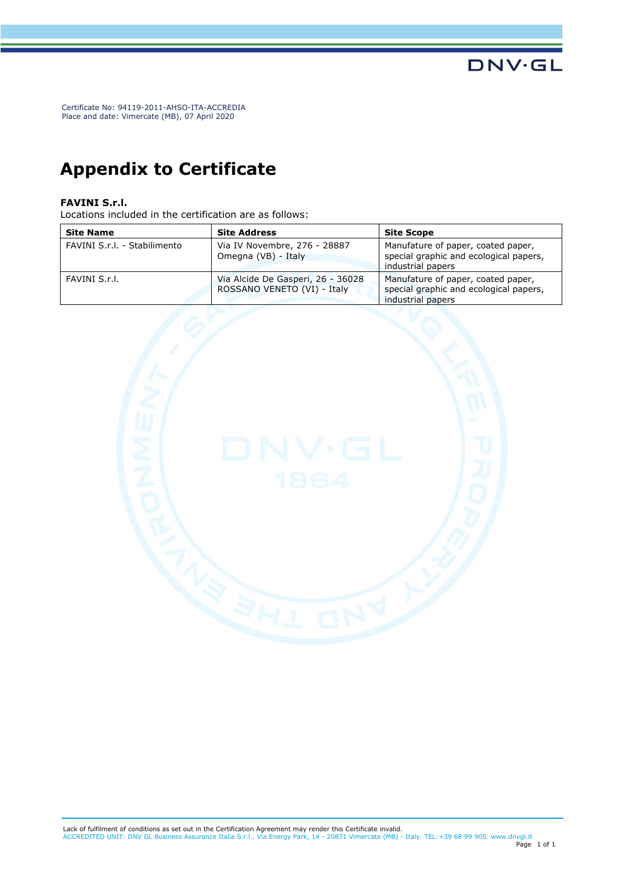Certificate No: 94119-2011-AHSO-ITA-ACCREDIA
Place and date: Vimercate (MB), 07 April 2020

# Appendix to Certificate

**FAVINI S.r.l.**
Locations included in the certification are as follows:

| Site Name | Site Address | Site Scope |
|---|---|---|
| FAVINI S.r.l. - Stabilimento | Via IV Novembre, 276 - 28887 Omegna (VB) - Italy | Manufature of paper, coated paper, special graphic and ecological papers, industrial papers |
| FAVINI S.r.l. | Via Alcide De Gasperi, 26 - 36028 ROSSANO VENETO (VI) - Italy | Manufature of paper, coated paper, special graphic and ecological papers, industrial papers |

Lack of fulfilment of conditions as set out in the Certification Agreement may render this Certificate invalid.
ACCREDITED UNIT: DNV GL Business Assurance Italia S.r.l., Via Energy Park, 14 - 20871 Vimercate (MB) - Italy. TEL:+39 68 99 905. www.dnvgl.it